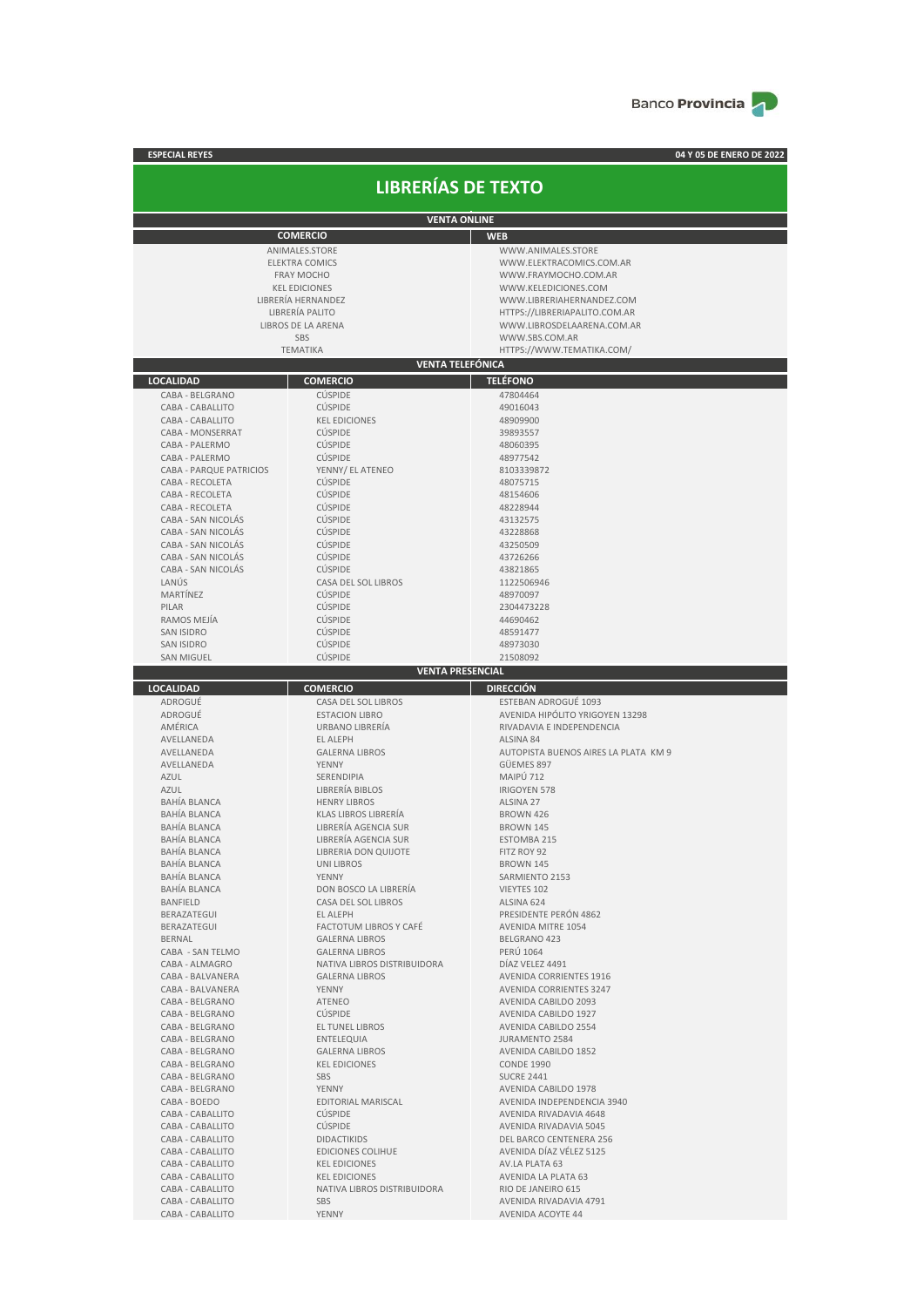Banco Provincia

**ESPECIAL REYES** — **04 Y 05 DE ENERO DE 2022**

# LIBRERÍAS DE TEXTO

## VENTA ONLINE

| COMERCIO | WEB |
|---|---|
| ANIMALES.STORE | WWW.ANIMALES.STORE |
| ELEKTRA COMICS | WWW.ELEKTRACOMICS.COM.AR |
| FRAY MOCHO | WWW.FRAYMOCHO.COM.AR |
| KEL EDICIONES | WWW.KELEDICIONES.COM |
| LIBRERÍA HERNANDEZ | WWW.LIBRERIAHERNANDEZ.COM |
| LIBRERÍA PALITO | HTTPS://LIBRERIAPALITO.COM.AR |
| LIBROS DE LA ARENA | WWW.LIBROSDELAARENA.COM.AR |
| SBS | WWW.SBS.COM.AR |
| TEMATIKA | HTTPS://WWW.TEMATIKA.COM/ |

## VENTA TELEFÓNICA

| LOCALIDAD | COMERCIO | TELÉFONO |
|---|---|---|
| CABA - BELGRANO | CÚSPIDE | 47804464 |
| CABA - CABALLITO | CÚSPIDE | 49016043 |
| CABA - CABALLITO | KEL EDICIONES | 48909900 |
| CABA - MONSERRAT | CÚSPIDE | 39893557 |
| CABA - PALERMO | CÚSPIDE | 48060395 |
| CABA - PALERMO | CÚSPIDE | 48977542 |
| CABA - PARQUE PATRICIOS | YENNY/ EL ATENEO | 8103339872 |
| CABA - RECOLETA | CÚSPIDE | 48075715 |
| CABA - RECOLETA | CÚSPIDE | 48154606 |
| CABA - RECOLETA | CÚSPIDE | 48228944 |
| CABA - SAN NICOLÁS | CÚSPIDE | 43132575 |
| CABA - SAN NICOLÁS | CÚSPIDE | 43228868 |
| CABA - SAN NICOLÁS | CÚSPIDE | 43250509 |
| CABA - SAN NICOLÁS | CÚSPIDE | 43726266 |
| CABA - SAN NICOLÁS | CÚSPIDE | 43821865 |
| LANÚS | CASA DEL SOL LIBROS | 1122506946 |
| MARTÍNEZ | CÚSPIDE | 48970097 |
| PILAR | CÚSPIDE | 2304473228 |
| RAMOS MEJÍA | CÚSPIDE | 44690462 |
| SAN ISIDRO | CÚSPIDE | 48591477 |
| SAN ISIDRO | CÚSPIDE | 48973030 |
| SAN MIGUEL | CÚSPIDE | 21508092 |

## VENTA PRESENCIAL

| LOCALIDAD | COMERCIO | DIRECCIÓN |
|---|---|---|
| ADROGUÉ | CASA DEL SOL LIBROS | ESTEBAN ADROGUÉ 1093 |
| ADROGUÉ | ESTACION LIBRO | AVENIDA HIPÓLITO YRIGOYEN 13298 |
| AMÉRICA | URBANO LIBRERÍA | RIVADAVIA E INDEPENDENCIA |
| AVELLANEDA | EL ALEPH | ALSINA 84 |
| AVELLANEDA | GALERNA LIBROS | AUTOPISTA BUENOS AIRES LA PLATA KM 9 |
| AVELLANEDA | YENNY | GÜEMES 897 |
| AZUL | SERENDIPIA | MAIPÚ 712 |
| AZUL | LIBRERÍA BIBLOS | IRIGOYEN 578 |
| BAHÍA BLANCA | HENRY LIBROS | ALSINA 27 |
| BAHÍA BLANCA | KLAS LIBROS LIBRERÍA | BROWN 426 |
| BAHÍA BLANCA | LIBRERÍA AGENCIA SUR | BROWN 145 |
| BAHÍA BLANCA | LIBRERÍA AGENCIA SUR | ESTOMBA 215 |
| BAHÍA BLANCA | LIBRERIA DON QUIJOTE | FITZ ROY 92 |
| BAHÍA BLANCA | UNI LIBROS | BROWN 145 |
| BAHÍA BLANCA | YENNY | SARMIENTO 2153 |
| BAHÍA BLANCA | DON BOSCO LA LIBRERÍA | VIEYTES 102 |
| BANFIELD | CASA DEL SOL LIBROS | ALSINA 624 |
| BERAZATEGUI | EL ALEPH | PRESIDENTE PERÓN 4862 |
| BERAZATEGUI | FACTOTUM LIBROS Y CAFÉ | AVENIDA MITRE 1054 |
| BERNAL | GALERNA LIBROS | BELGRANO 423 |
| CABA - SAN TELMO | GALERNA LIBROS | PERÚ 1064 |
| CABA - ALMAGRO | NATIVA LIBROS DISTRIBUIDORA | DÍAZ VELEZ 4491 |
| CABA - BALVANERA | GALERNA LIBROS | AVENIDA CORRIENTES 1916 |
| CABA - BALVANERA | YENNY | AVENIDA CORRIENTES 3247 |
| CABA - BELGRANO | ATENEO | AVENIDA CABILDO 2093 |
| CABA - BELGRANO | CÚSPIDE | AVENIDA CABILDO 1927 |
| CABA - BELGRANO | EL TUNEL LIBROS | AVENIDA CABILDO 2554 |
| CABA - BELGRANO | ENTELEQUIA | JURAMENTO 2584 |
| CABA - BELGRANO | GALERNA LIBROS | AVENIDA CABILDO 1852 |
| CABA - BELGRANO | KEL EDICIONES | CONDE 1990 |
| CABA - BELGRANO | SBS | SUCRE 2441 |
| CABA - BELGRANO | YENNY | AVENIDA CABILDO 1978 |
| CABA - BOEDO | EDITORIAL MARISCAL | AVENIDA INDEPENDENCIA 3940 |
| CABA - CABALLITO | CÚSPIDE | AVENIDA RIVADAVIA 4648 |
| CABA - CABALLITO | CÚSPIDE | AVENIDA RIVADAVIA 5045 |
| CABA - CABALLITO | DIDACTIKIDS | DEL BARCO CENTENERA 256 |
| CABA - CABALLITO | EDICIONES COLIHUE | AVENIDA DÍAZ VÉLEZ 5125 |
| CABA - CABALLITO | KEL EDICIONES | AV.LA PLATA 63 |
| CABA - CABALLITO | KEL EDICIONES | AVENIDA LA PLATA 63 |
| CABA - CABALLITO | NATIVA LIBROS DISTRIBUIDORA | RIO DE JANEIRO 615 |
| CABA - CABALLITO | SBS | AVENIDA RIVADAVIA 4791 |
| CABA - CABALLITO | YENNY | AVENIDA ACOYTE 44 |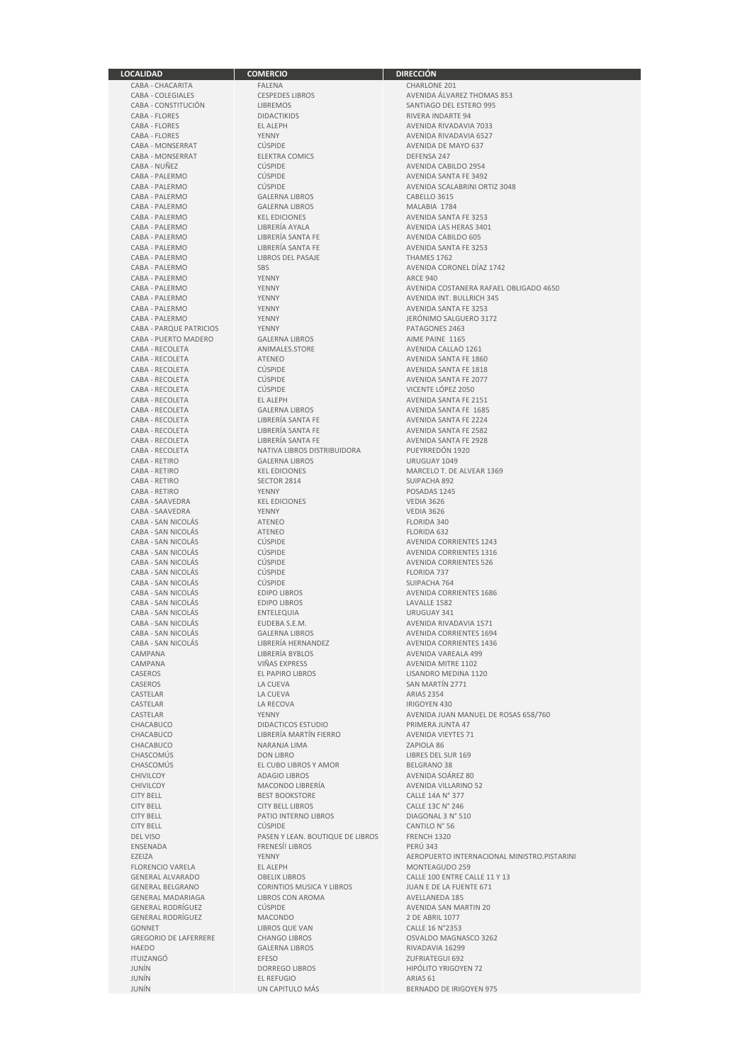| LOCALIDAD | COMERCIO | DIRECCIÓN |
|---|---|---|
| CABA - CHACARITA | FALENA | CHARLONE 201 |
| CABA - COLEGIALES | CESPEDES LIBROS | AVENIDA ÁLVAREZ THOMAS 853 |
| CABA - CONSTITUCIÓN | LIBREMOS | SANTIAGO DEL ESTERO 995 |
| CABA - FLORES | DIDACTIKIDS | RIVERA INDARTE 94 |
| CABA - FLORES | EL ALEPH | AVENIDA RIVADAVIA 7033 |
| CABA - FLORES | YENNY | AVENIDA RIVADAVIA 6527 |
| CABA - MONSERRAT | CÚSPIDE | AVENIDA DE MAYO 637 |
| CABA - MONSERRAT | ELEKTRA COMICS | DEFENSA 247 |
| CABA - NUÑEZ | CÚSPIDE | AVENIDA CABILDO 2954 |
| CABA - PALERMO | CÚSPIDE | AVENIDA SANTA FE 3492 |
| CABA - PALERMO | CÚSPIDE | AVENIDA SCALABRINI ORTIZ 3048 |
| CABA - PALERMO | GALERNA LIBROS | CABELLO 3615 |
| CABA - PALERMO | GALERNA LIBROS | MALABIA 1784 |
| CABA - PALERMO | KEL EDICIONES | AVENIDA SANTA FE 3253 |
| CABA - PALERMO | LIBRERÍA AYALA | AVENIDA LAS HERAS 3401 |
| CABA - PALERMO | LIBRERÍA SANTA FE | AVENIDA CABILDO 605 |
| CABA - PALERMO | LIBRERÍA SANTA FE | AVENIDA SANTA FE 3253 |
| CABA - PALERMO | LIBROS DEL PASAJE | THAMES 1762 |
| CABA - PALERMO | SBS | AVENIDA CORONEL DÍAZ 1742 |
| CABA - PALERMO | YENNY | ARCE 940 |
| CABA - PALERMO | YENNY | AVENIDA COSTANERA RAFAEL OBLIGADO 4650 |
| CABA - PALERMO | YENNY | AVENIDA INT. BULLRICH 345 |
| CABA - PALERMO | YENNY | AVENIDA SANTA FE 3253 |
| CABA - PALERMO | YENNY | JERÓNIMO SALGUERO 3172 |
| CABA - PARQUE PATRICIOS | YENNY | PATAGONES 2463 |
| CABA - PUERTO MADERO | GALERNA LIBROS | AIME PAINE 1165 |
| CABA - RECOLETA | ANIMALES.STORE | AVENIDA CALLAO 1261 |
| CABA - RECOLETA | ATENEO | AVENIDA SANTA FE 1860 |
| CABA - RECOLETA | CÚSPIDE | AVENIDA SANTA FE 1818 |
| CABA - RECOLETA | CÚSPIDE | AVENIDA SANTA FE 2077 |
| CABA - RECOLETA | CÚSPIDE | VICENTE LÓPEZ 2050 |
| CABA - RECOLETA | EL ALEPH | AVENIDA SANTA FE 2151 |
| CABA - RECOLETA | GALERNA LIBROS | AVENIDA SANTA FE 1685 |
| CABA - RECOLETA | LIBRERÍA SANTA FE | AVENIDA SANTA FE 2224 |
| CABA - RECOLETA | LIBRERÍA SANTA FE | AVENIDA SANTA FE 2582 |
| CABA - RECOLETA | LIBRERÍA SANTA FE | AVENIDA SANTA FE 2928 |
| CABA - RECOLETA | NATIVA LIBROS DISTRIBUIDORA | PUEYRREDÓN 1920 |
| CABA - RETIRO | GALERNA LIBROS | URUGUAY 1049 |
| CABA - RETIRO | KEL EDICIONES | MARCELO T. DE ALVEAR 1369 |
| CABA - RETIRO | SECTOR 2814 | SUIPACHA 892 |
| CABA - RETIRO | YENNY | POSADAS 1245 |
| CABA - SAAVEDRA | KEL EDICIONES | VEDIA 3626 |
| CABA - SAAVEDRA | YENNY | VEDIA 3626 |
| CABA - SAN NICOLÁS | ATENEO | FLORIDA 340 |
| CABA - SAN NICOLÁS | ATENEO | FLORIDA 632 |
| CABA - SAN NICOLÁS | CÚSPIDE | AVENIDA CORRIENTES 1243 |
| CABA - SAN NICOLÁS | CÚSPIDE | AVENIDA CORRIENTES 1316 |
| CABA - SAN NICOLÁS | CÚSPIDE | AVENIDA CORRIENTES 526 |
| CABA - SAN NICOLÁS | CÚSPIDE | FLORIDA 737 |
| CABA - SAN NICOLÁS | CÚSPIDE | SUIPACHA 764 |
| CABA - SAN NICOLÁS | EDIPO LIBROS | AVENIDA CORRIENTES 1686 |
| CABA - SAN NICOLÁS | EDIPO LIBROS | LAVALLE 1582 |
| CABA - SAN NICOLÁS | ENTELEQUIA | URUGUAY 341 |
| CABA - SAN NICOLÁS | EUDEBA S.E.M. | AVENIDA RIVADAVIA 1571 |
| CABA - SAN NICOLÁS | GALERNA LIBROS | AVENIDA CORRIENTES 1694 |
| CABA - SAN NICOLÁS | LIBRERÍA HERNANDEZ | AVENIDA CORRIENTES 1436 |
| CAMPANA | LIBRERÍA BYBLOS | AVENIDA VAREALA 499 |
| CAMPANA | VIÑAS EXPRESS | AVENIDA MITRE 1102 |
| CASEROS | EL PAPIRO LIBROS | LISANDRO MEDINA 1120 |
| CASEROS | LA CUEVA | SAN MARTÍN 2771 |
| CASTELAR | LA CUEVA | ARIAS 2354 |
| CASTELAR | LA RECOVA | IRIGOYEN 430 |
| CASTELAR | YENNY | AVENIDA JUAN MANUEL DE ROSAS 658/760 |
| CHACABUCO | DIDACTICOS ESTUDIO | PRIMERA JUNTA 47 |
| CHACABUCO | LIBRERÍA MARTÍN FIERRO | AVENIDA VIEYTES 71 |
| CHACABUCO | NARANJA LIMA | ZAPIOLA 86 |
| CHASCOMÚS | DON LIBRO | LIBRES DEL SUR 169 |
| CHASCOMÚS | EL CUBO LIBROS Y AMOR | BELGRANO 38 |
| CHIVILCOY | ADAGIO LIBROS | AVENIDA SOÁREZ 80 |
| CHIVILCOY | MACONDO LIBRERÍA | AVENIDA VILLARINO 52 |
| CITY BELL | BEST BOOKSTORE | CALLE 14A N° 377 |
| CITY BELL | CITY BELL LIBROS | CALLE 13C N° 246 |
| CITY BELL | PATIO INTERNO LIBROS | DIAGONAL 3 N° 510 |
| CITY BELL | CÚSPIDE | CANTILO N° 56 |
| DEL VISO | PASEN Y LEAN. BOUTIQUE DE LIBROS | FRENCH 1320 |
| ENSENADA | FRENESÍ! LIBROS | PERÚ 343 |
| EZEIZA | YENNY | AEROPUERTO INTERNACIONAL MINISTRO.PISTARINI |
| FLORENCIO VARELA | EL ALEPH | MONTEAGUDO 259 |
| GENERAL ALVARADO | OBELIX LIBROS | CALLE 100 ENTRE CALLE 11 Y 13 |
| GENERAL BELGRANO | CORINTIOS MUSICA Y LIBROS | JUAN E DE LA FUENTE 671 |
| GENERAL MADARIAGA | LIBROS CON AROMA | AVELLANEDA 185 |
| GENERAL RODRÍGUEZ | CÚSPIDE | AVENIDA SAN MARTIN 20 |
| GENERAL RODRÍGUEZ | MACONDO | 2 DE ABRIL 1077 |
| GONNET | LIBROS QUE VAN | CALLE 16 N°2353 |
| GREGORIO DE LAFERRERE | CHANGO LIBROS | OSVALDO MAGNASCO 3262 |
| HAEDO | GALERNA LIBROS | RIVADAVIA 16299 |
| ITUIZANGÓ | EFESO | ZUFRIATEGUI 692 |
| JUNÍN | DORREGO LIBROS | HIPÓLITO YRIGOYEN 72 |
| JUNÍN | EL REFUGIO | ARIAS 61 |
| JUNÍN | UN CAPITULO MÁS | BERNADO DE IRIGOYEN 975 |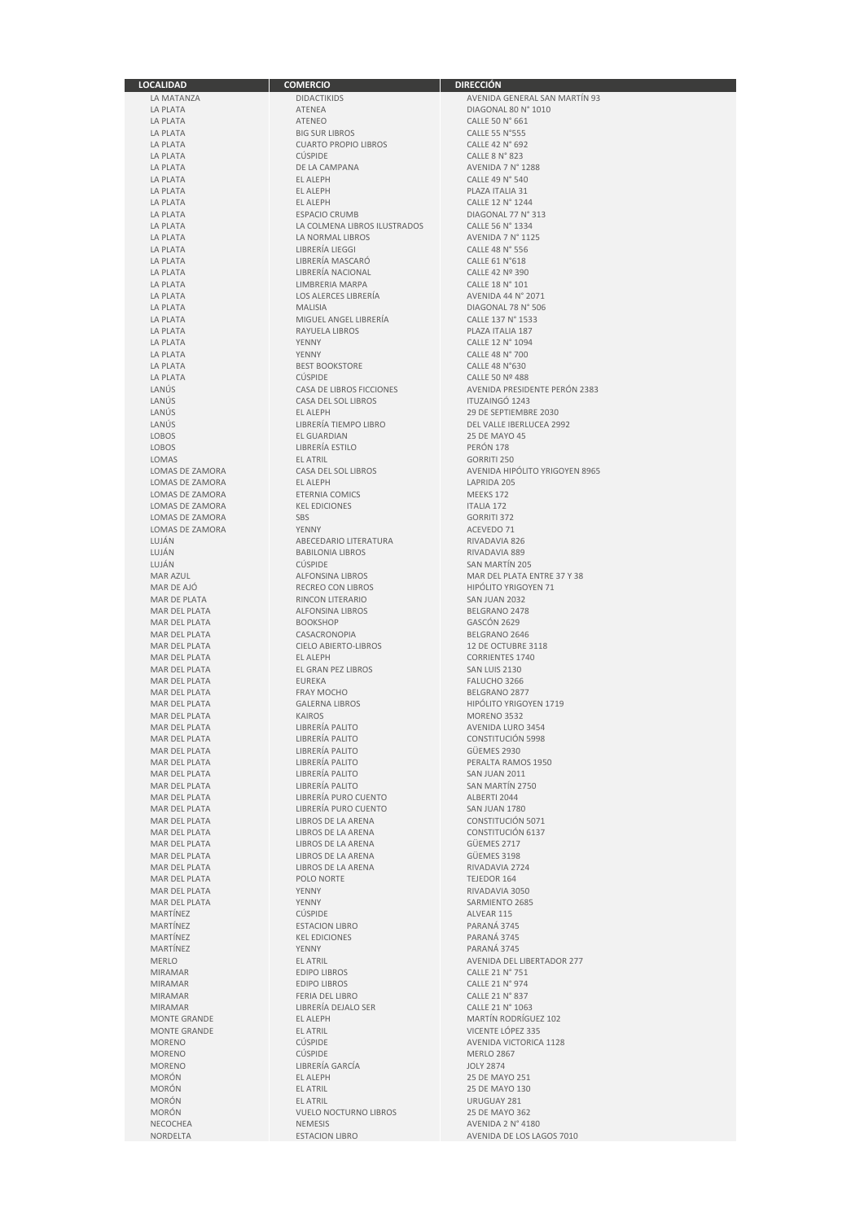| LOCALIDAD | COMERCIO | DIRECCIÓN |
|---|---|---|
| LA MATANZA | DIDACTIKIDS | AVENIDA GENERAL SAN MARTÍN 93 |
| LA PLATA | ATENEA | DIAGONAL 80 N° 1010 |
| LA PLATA | ATENEO | CALLE 50 N° 661 |
| LA PLATA | BIG SUR LIBROS | CALLE 55 N°555 |
| LA PLATA | CUARTO PROPIO LIBROS | CALLE 42 N° 692 |
| LA PLATA | CÚSPIDE | CALLE 8 N° 823 |
| LA PLATA | DE LA CAMPANA | AVENIDA 7 N° 1288 |
| LA PLATA | EL ALEPH | CALLE 49 N° 540 |
| LA PLATA | EL ALEPH | PLAZA ITALIA 31 |
| LA PLATA | EL ALEPH | CALLE 12 N° 1244 |
| LA PLATA | ESPACIO CRUMB | DIAGONAL 77 N° 313 |
| LA PLATA | LA COLMENA LIBROS ILUSTRADOS | CALLE 56 N° 1334 |
| LA PLATA | LA NORMAL LIBROS | AVENIDA 7 N° 1125 |
| LA PLATA | LIBRERÍA LIEGGI | CALLE 48 N° 556 |
| LA PLATA | LIBRERÍA MASCARÓ | CALLE 61 N°618 |
| LA PLATA | LIBRERÍA NACIONAL | CALLE 42 Nº 390 |
| LA PLATA | LIMBRERIA MARPA | CALLE 18 N° 101 |
| LA PLATA | LOS ALERCES LIBRERÍA | AVENIDA 44 N° 2071 |
| LA PLATA | MALISIA | DIAGONAL 78 N° 506 |
| LA PLATA | MIGUEL ANGEL LIBRERÍA | CALLE 137 N° 1533 |
| LA PLATA | RAYUELA LIBROS | PLAZA ITALIA 187 |
| LA PLATA | YENNY | CALLE 12 N° 1094 |
| LA PLATA | YENNY | CALLE 48 N° 700 |
| LA PLATA | BEST BOOKSTORE | CALLE 48 N°630 |
| LA PLATA | CÚSPIDE | CALLE 50 Nº 488 |
| LANÚS | CASA DE LIBROS FICCIONES | AVENIDA PRESIDENTE PERÓN 2383 |
| LANÚS | CASA DEL SOL LIBROS | ITUZAINGÓ 1243 |
| LANÚS | EL ALEPH | 29 DE SEPTIEMBRE 2030 |
| LANÚS | LIBRERÍA TIEMPO LIBRO | DEL VALLE IBERLUCEA 2992 |
| LOBOS | EL GUARDIAN | 25 DE MAYO 45 |
| LOBOS | LIBRERÍA ESTILO | PERÓN 178 |
| LOMAS | EL ATRIL | GORRITI 250 |
| LOMAS DE ZAMORA | CASA DEL SOL LIBROS | AVENIDA HIPÓLITO YRIGOYEN 8965 |
| LOMAS DE ZAMORA | EL ALEPH | LAPRIDA 205 |
| LOMAS DE ZAMORA | ETERNIA COMICS | MEEKS 172 |
| LOMAS DE ZAMORA | KEL EDICIONES | ITALIA 172 |
| LOMAS DE ZAMORA | SBS | GORRITI 372 |
| LOMAS DE ZAMORA | YENNY | ACEVEDO 71 |
| LUJÁN | ABECEDARIO LITERATURA | RIVADAVIA 826 |
| LUJÁN | BABILONIA LIBROS | RIVADAVIA 889 |
| LUJÁN | CÚSPIDE | SAN MARTÍN 205 |
| MAR AZUL | ALFONSINA LIBROS | MAR DEL PLATA ENTRE 37 Y 38 |
| MAR DE AJÓ | RECREO CON LIBROS | HIPÓLITO YRIGOYEN 71 |
| MAR DE PLATA | RINCON LITERARIO | SAN JUAN 2032 |
| MAR DEL PLATA | ALFONSINA LIBROS | BELGRANO 2478 |
| MAR DEL PLATA | BOOKSHOP | GASCÓN 2629 |
| MAR DEL PLATA | CASACRONOPIA | BELGRANO 2646 |
| MAR DEL PLATA | CIELO ABIERTO-LIBROS | 12 DE OCTUBRE 3118 |
| MAR DEL PLATA | EL ALEPH | CORRIENTES 1740 |
| MAR DEL PLATA | EL GRAN PEZ LIBROS | SAN LUIS 2130 |
| MAR DEL PLATA | EUREKA | FALUCHO 3266 |
| MAR DEL PLATA | FRAY MOCHO | BELGRANO 2877 |
| MAR DEL PLATA | GALERNA LIBROS | HIPÓLITO YRIGOYEN 1719 |
| MAR DEL PLATA | KAIROS | MORENO 3532 |
| MAR DEL PLATA | LIBRERÍA PALITO | AVENIDA LURO 3454 |
| MAR DEL PLATA | LIBRERÍA PALITO | CONSTITUCIÓN 5998 |
| MAR DEL PLATA | LIBRERÍA PALITO | GÜEMES 2930 |
| MAR DEL PLATA | LIBRERÍA PALITO | PERALTA RAMOS 1950 |
| MAR DEL PLATA | LIBRERÍA PALITO | SAN JUAN 2011 |
| MAR DEL PLATA | LIBRERÍA PALITO | SAN MARTÍN 2750 |
| MAR DEL PLATA | LIBRERÍA PURO CUENTO | ALBERTI 2044 |
| MAR DEL PLATA | LIBRERÍA PURO CUENTO | SAN JUAN 1780 |
| MAR DEL PLATA | LIBROS DE LA ARENA | CONSTITUCIÓN 5071 |
| MAR DEL PLATA | LIBROS DE LA ARENA | CONSTITUCIÓN 6137 |
| MAR DEL PLATA | LIBROS DE LA ARENA | GÜEMES 2717 |
| MAR DEL PLATA | LIBROS DE LA ARENA | GÜEMES 3198 |
| MAR DEL PLATA | LIBROS DE LA ARENA | RIVADAVIA 2724 |
| MAR DEL PLATA | POLO NORTE | TEJEDOR 164 |
| MAR DEL PLATA | YENNY | RIVADAVIA 3050 |
| MAR DEL PLATA | YENNY | SARMIENTO 2685 |
| MARTÍNEZ | CÚSPIDE | ALVEAR 115 |
| MARTÍNEZ | ESTACION LIBRO | PARANÁ 3745 |
| MARTÍNEZ | KEL EDICIONES | PARANÁ 3745 |
| MARTÍNEZ | YENNY | PARANÁ 3745 |
| MERLO | EL ATRIL | AVENIDA DEL LIBERTADOR 277 |
| MIRAMAR | EDIPO LIBROS | CALLE 21 N° 751 |
| MIRAMAR | EDIPO LIBROS | CALLE 21 N° 974 |
| MIRAMAR | FERIA DEL LIBRO | CALLE 21 N° 837 |
| MIRAMAR | LIBRERÍA DEJALO SER | CALLE 21 N° 1063 |
| MONTE GRANDE | EL ALEPH | MARTÍN RODRÍGUEZ 102 |
| MONTE GRANDE | EL ATRIL | VICENTE LÓPEZ 335 |
| MORENO | CÚSPIDE | AVENIDA VICTORICA 1128 |
| MORENO | CÚSPIDE | MERLO 2867 |
| MORENO | LIBRERÍA GARCÍA | JOLY 2874 |
| MORÓN | EL ALEPH | 25 DE MAYO 251 |
| MORÓN | EL ATRIL | 25 DE MAYO 130 |
| MORÓN | EL ATRIL | URUGUAY 281 |
| MORÓN | VUELO NOCTURNO LIBROS | 25 DE MAYO 362 |
| NECOCHEA | NEMESIS | AVENIDA 2 N° 4180 |
| NORDELTA | ESTACION LIBRO | AVENIDA DE LOS LAGOS 7010 |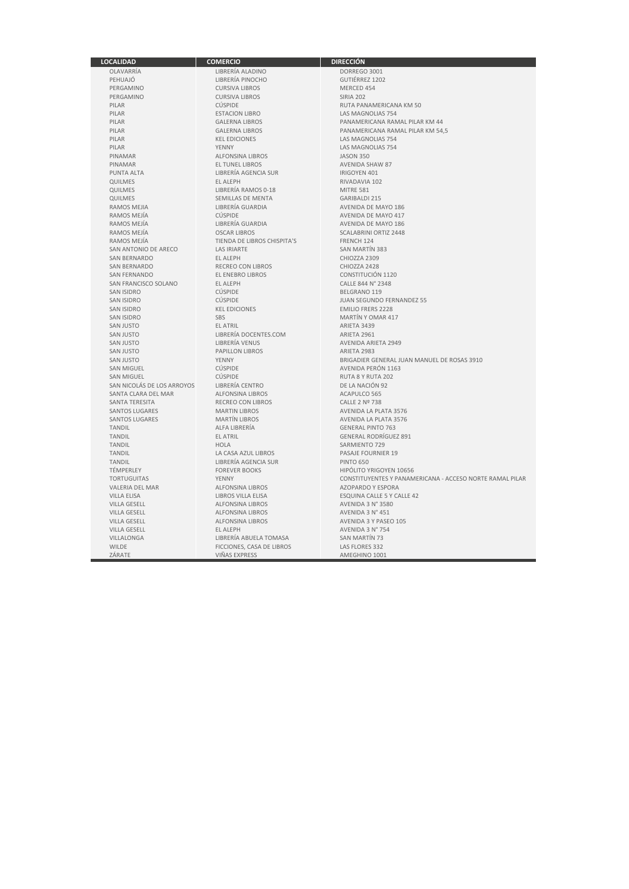| LOCALIDAD | COMERCIO | DIRECCIÓN |
|---|---|---|
| OLAVARRÍA | LIBRERÍA ALADINO | DORREGO 3001 |
| PEHUAJÓ | LIBRERÍA PINOCHO | GUTIÉRREZ 1202 |
| PERGAMINO | CURSIVA LIBROS | MERCED 454 |
| PERGAMINO | CURSIVA LIBROS | SIRIA 202 |
| PILAR | CÚSPIDE | RUTA PANAMERICANA KM 50 |
| PILAR | ESTACION LIBRO | LAS MAGNOLIAS 754 |
| PILAR | GALERNA LIBROS | PANAMERICANA RAMAL PILAR KM 44 |
| PILAR | GALERNA LIBROS | PANAMERICANA RAMAL PILAR KM 54,5 |
| PILAR | KEL EDICIONES | LAS MAGNOLIAS 754 |
| PILAR | YENNY | LAS MAGNOLIAS 754 |
| PINAMAR | ALFONSINA LIBROS | JASON 350 |
| PINAMAR | EL TUNEL LIBROS | AVENIDA SHAW 87 |
| PUNTA ALTA | LIBRERÍA AGENCIA SUR | IRIGOYEN 401 |
| QUILMES | EL ALEPH | RIVADAVIA 102 |
| QUILMES | LIBRERÍA RAMOS 0-18 | MITRE 581 |
| QUILMES | SEMILLAS DE MENTA | GARIBALDI 215 |
| RAMOS MEJIA | LIBRERÍA GUARDIA | AVENIDA DE MAYO 186 |
| RAMOS MEJÍA | CÚSPIDE | AVENIDA DE MAYO 417 |
| RAMOS MEJÍA | LIBRERÍA GUARDIA | AVENIDA DE MAYO 186 |
| RAMOS MEJÍA | OSCAR LIBROS | SCALABRINI ORTIZ 2448 |
| RAMOS MEJÍA | TIENDA DE LIBROS CHISPITA'S | FRENCH 124 |
| SAN ANTONIO DE ARECO | LAS IRIARTE | SAN MARTÍN 383 |
| SAN BERNARDO | EL ALEPH | CHIOZZA 2309 |
| SAN BERNARDO | RECREO CON LIBROS | CHIOZZA 2428 |
| SAN FERNANDO | EL ENEBRO LIBROS | CONSTITUCIÓN 1120 |
| SAN FRANCISCO SOLANO | EL ALEPH | CALLE 844 N° 2348 |
| SAN ISIDRO | CÚSPIDE | BELGRANO 119 |
| SAN ISIDRO | CÚSPIDE | JUAN SEGUNDO FERNANDEZ 55 |
| SAN ISIDRO | KEL EDICIONES | EMILIO FRERS 2228 |
| SAN ISIDRO | SBS | MARTÍN Y OMAR 417 |
| SAN JUSTO | EL ATRIL | ARIETA 3439 |
| SAN JUSTO | LIBRERÍA DOCENTES.COM | ARIETA 2961 |
| SAN JUSTO | LIBRERÍA VENUS | AVENIDA ARIETA 2949 |
| SAN JUSTO | PAPILLON LIBROS | ARIETA 2983 |
| SAN JUSTO | YENNY | BRIGADIER GENERAL JUAN MANUEL DE ROSAS 3910 |
| SAN MIGUEL | CÚSPIDE | AVENIDA PERÓN 1163 |
| SAN MIGUEL | CÚSPIDE | RUTA 8 Y RUTA 202 |
| SAN NICOLÁS DE LOS ARROYOS | LIBRERÍA CENTRO | DE LA NACIÓN 92 |
| SANTA CLARA DEL MAR | ALFONSINA LIBROS | ACAPULCO 565 |
| SANTA TERESITA | RECREO CON LIBROS | CALLE 2 Nº 738 |
| SANTOS LUGARES | MARTIN LIBROS | AVENIDA LA PLATA 3576 |
| SANTOS LUGARES | MARTÍN LIBROS | AVENIDA LA PLATA 3576 |
| TANDIL | ALFA LIBRERÍA | GENERAL PINTO 763 |
| TANDIL | EL ATRIL | GENERAL RODRÍGUEZ 891 |
| TANDIL | HOLA | SARMIENTO 729 |
| TANDIL | LA CASA AZUL LIBROS | PASAJE FOURNIER 19 |
| TANDIL | LIBRERÍA AGENCIA SUR | PINTO 650 |
| TÉMPERLEY | FOREVER BOOKS | HIPÓLITO YRIGOYEN 10656 |
| TORTUGUITAS | YENNY | CONSTITUYENTES Y PANAMERICANA - ACCESO NORTE RAMAL PILAR |
| VALERIA DEL MAR | ALFONSINA LIBROS | AZOPARDO Y ESPORA |
| VILLA ELISA | LIBROS VILLA ELISA | ESQUINA CALLE 5 Y CALLE 42 |
| VILLA GESELL | ALFONSINA LIBROS | AVENIDA 3 N° 3580 |
| VILLA GESELL | ALFONSINA LIBROS | AVENIDA 3 N° 451 |
| VILLA GESELL | ALFONSINA LIBROS | AVENIDA 3 Y PASEO 105 |
| VILLA GESELL | EL ALEPH | AVENIDA 3 N° 754 |
| VILLALONGA | LIBRERÍA ABUELA TOMASA | SAN MARTÍN 73 |
| WILDE | FICCIONES, CASA DE LIBROS | LAS FLORES 332 |
| ZÁRATE | VIÑAS EXPRESS | AMEGHINO 1001 |